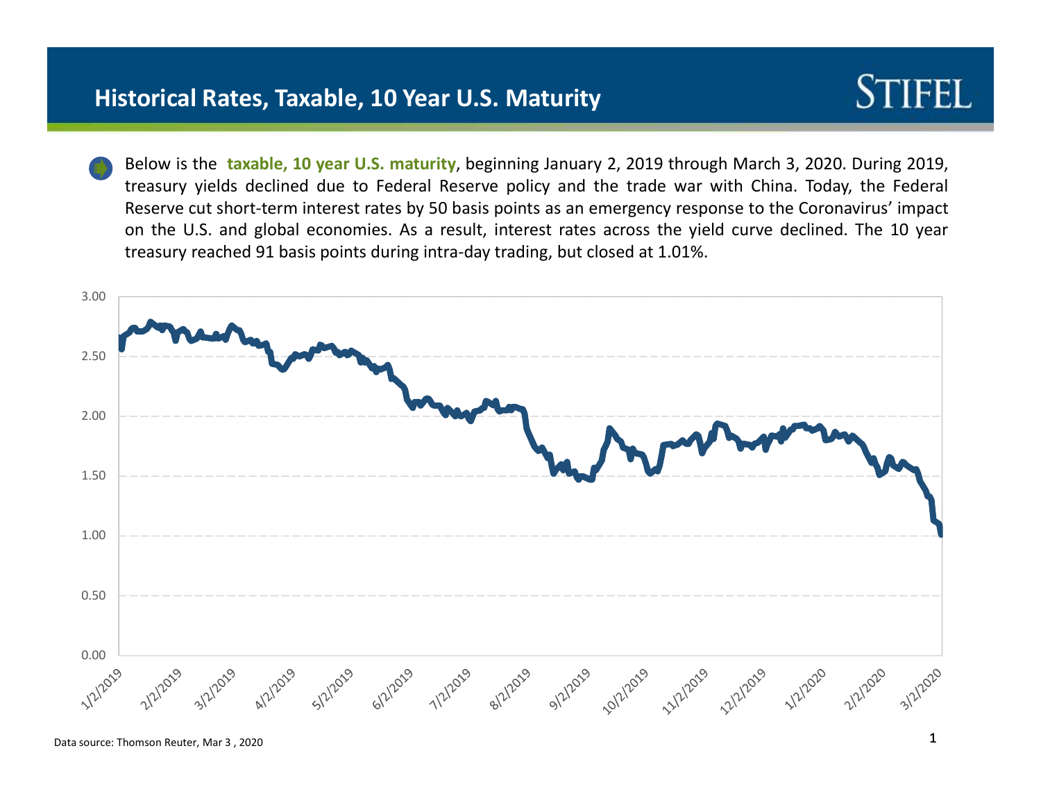# Historical Rates, Taxable, 10 Year U.S. Maturity

Below is the **taxable, 10 year U.S. maturity**, beginning January 2, 2019 through March 3, 2020. During 2019, treasury yields declined due to Federal Reserve policy and the trade war with China. Today, the Federal Reserve cut short-term interest rates by 50 basis points as an emergency response to the Coronavirus' impact on the U.S. and global economies. As a result, interest rates across the yield curve declined. The 10 year treasury reached 91 basis points during intra-day trading, but closed at 1.01%.

Data source: Thomson Reuter, Mar 3 , 2020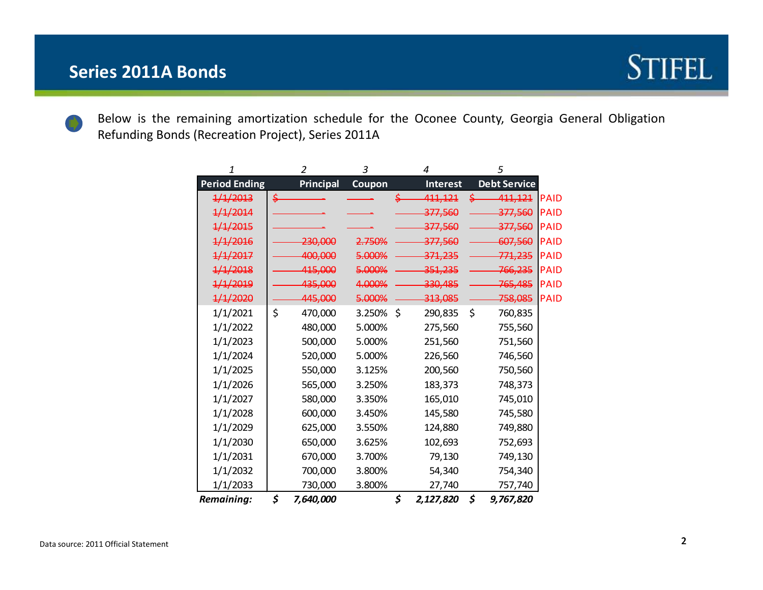## Series 2011A Bonds

STIFEL

- Below is the remaining amortization schedule for the Oconee County, Georgia General Obligation Refunding Bonds (Recreation Project), Series 2011A

| 1 | 2 | 3 | 4 | 5 | |
|---|---|---|---|---|---|
| **Period Ending** | **Principal** | **Coupon** | **Interest** | **Debt Service** | |
| ~~1/1/2013~~ | ~~$ -~~ | ~~-~~ | ~~$ 411,121~~ | ~~$ 411,121~~ | PAID |
| ~~1/1/2014~~ | ~~-~~ | ~~-~~ | ~~377,560~~ | ~~377,560~~ | PAID |
| ~~1/1/2015~~ | ~~-~~ | ~~-~~ | ~~377,560~~ | ~~377,560~~ | PAID |
| ~~1/1/2016~~ | ~~230,000~~ | ~~2.750%~~ | ~~377,560~~ | ~~607,560~~ | PAID |
| ~~1/1/2017~~ | ~~400,000~~ | ~~5.000%~~ | ~~371,235~~ | ~~771,235~~ | PAID |
| ~~1/1/2018~~ | ~~415,000~~ | ~~5.000%~~ | ~~351,235~~ | ~~766,235~~ | PAID |
| ~~1/1/2019~~ | ~~435,000~~ | ~~4.000%~~ | ~~330,485~~ | ~~765,485~~ | PAID |
| ~~1/1/2020~~ | ~~445,000~~ | ~~5.000%~~ | ~~313,085~~ | ~~758,085~~ | PAID |
| 1/1/2021 | $ 470,000 | 3.250% | $ 290,835 | $ 760,835 | |
| 1/1/2022 | 480,000 | 5.000% | 275,560 | 755,560 | |
| 1/1/2023 | 500,000 | 5.000% | 251,560 | 751,560 | |
| 1/1/2024 | 520,000 | 5.000% | 226,560 | 746,560 | |
| 1/1/2025 | 550,000 | 3.125% | 200,560 | 750,560 | |
| 1/1/2026 | 565,000 | 3.250% | 183,373 | 748,373 | |
| 1/1/2027 | 580,000 | 3.350% | 165,010 | 745,010 | |
| 1/1/2028 | 600,000 | 3.450% | 145,580 | 745,580 | |
| 1/1/2029 | 625,000 | 3.550% | 124,880 | 749,880 | |
| 1/1/2030 | 650,000 | 3.625% | 102,693 | 752,693 | |
| 1/1/2031 | 670,000 | 3.700% | 79,130 | 749,130 | |
| 1/1/2032 | 700,000 | 3.800% | 54,340 | 754,340 | |
| 1/1/2033 | 730,000 | 3.800% | 27,740 | 757,740 | |
| ***Remaining:*** | ***$ 7,640,000*** | | ***$ 2,127,820*** | ***$ 9,767,820*** | |

Data source: 2011 Official Statement